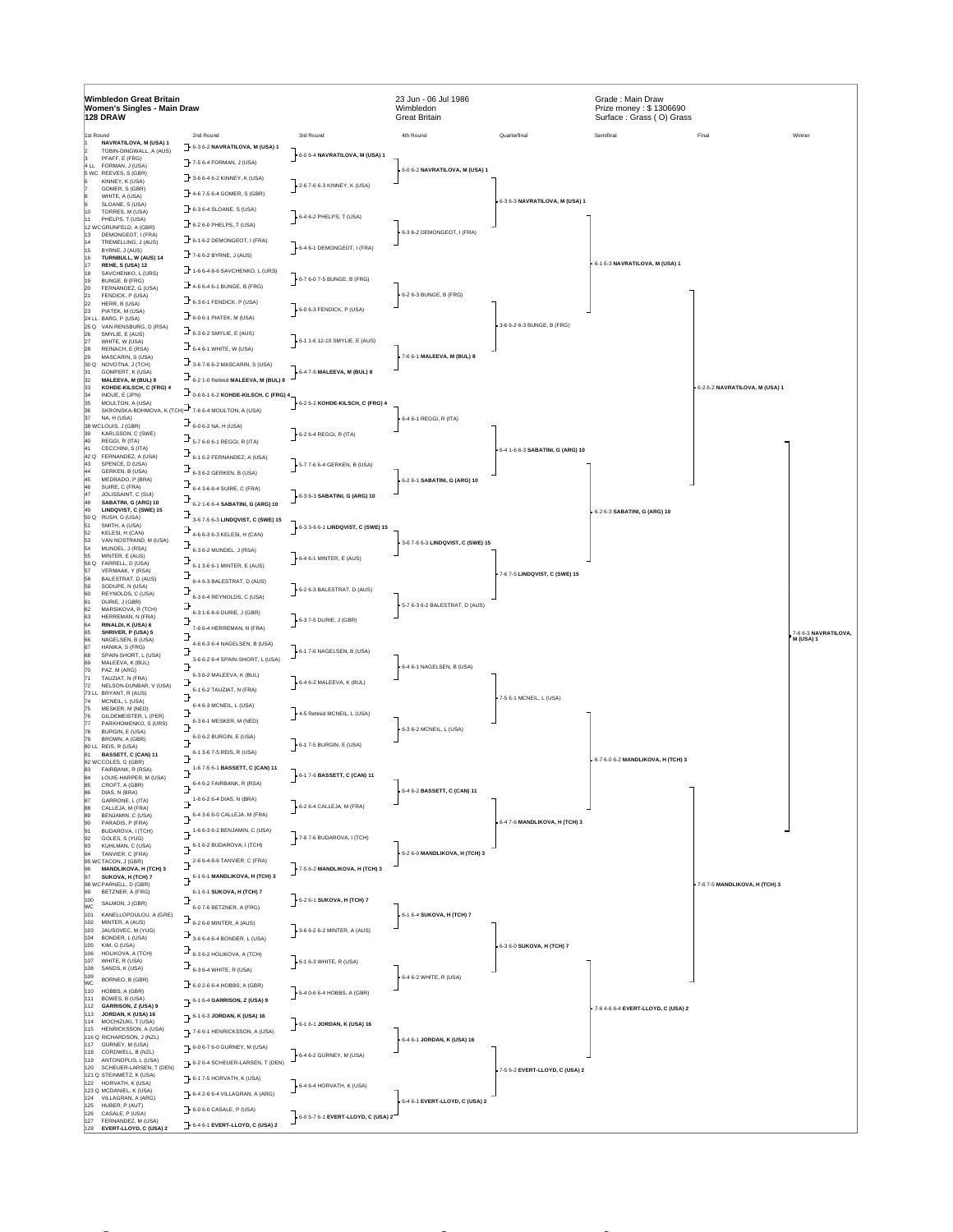# Wimbledon Great Britain

**Women's Singles - Main Draw**
**128 DRAW**

23 Jun - 06 Jul 1986
Wimbledon
Great Britain

Grade : Main Draw
Prize money : $ 1306690
Surface : Grass ( O) Grass

## 1st Round

| # | Player |
|---|---|
| 1 | **NAVRATILOVA, M (USA) 1** |
| 2 | TOBIN-DINGWALL, A (AUS) |
| 3 | PFAFF, E (FRG) |
| 4 LL | FORMAN, J (USA) |
| 5 WC | REEVES, S (GBR) |
| 6 | KINNEY, K (USA) |
| 7 | GOMER, S (GBR) |
| 8 | WHITE, A (USA) |
| 9 | SLOANE, S (USA) |
| 10 | TORRES, M (USA) |
| 11 | PHELPS, T (USA) |
| 12 WC | GRUNFELD, A (GBR) |
| 13 | DEMONGEOT, I (FRA) |
| 14 | TREMELLING, J (AUS) |
| 15 | BYRNE, J (AUS) |
| 16 | **TURNBULL, W (AUS) 14** |
| 17 | **REHE, S (USA) 12** |
| 18 | SAVCHENKO, L (URS) |
| 19 | BUNGE, B (FRG) |
| 20 | FERNANDEZ, G (USA) |
| 21 | FENDICK, P (USA) |
| 22 | HERR, B (USA) |
| 23 | PIATEK, M (USA) |
| 24 LL | BARG, P (USA) |
| 25 Q | VAN RENSBURG, D (RSA) |
| 26 | SMYLIE, E (AUS) |
| 27 | WHITE, W (USA) |
| 28 | REINACH, E (RSA) |
| 29 | MASCARIN, S (USA) |
| 30 Q | NOVOTNA, J (TCH) |
| 31 | GOMPERT, K (USA) |
| 32 | **MALEEVA, M (BUL) 8** |
| 33 | **KOHDE-KILSCH, C (FRG) 4** |
| 34 | INOUE, E (JPN) |
| 35 | MOULTON, A (USA) |
| 36 | SKRONSKA-BOHMOVA, K (TCH) |
| 37 | NA, H (USA) |
| 38 WC | LOUIS, J (GBR) |
| 39 | KARLSSON, C (SWE) |
| 40 | REGGI, R (ITA) |
| 41 | CECCHINI, S (ITA) |
| 42 Q | FERNANDEZ, A (USA) |
| 43 | SPENCE, D (USA) |
| 44 | GERKEN, B (USA) |
| 45 | MEDRADO, P (BRA) |
| 46 | SUIRE, C (FRA) |
| 47 | JOLISSAINT, C (SUI) |
| 48 | **SABATINI, G (ARG) 10** |
| 49 | **LINDQVIST, C (SWE) 15** |
| 50 Q | RUSH, G (USA) |
| 51 | SMITH, A (USA) |
| 52 | KELESI, H (CAN) |
| 53 | VAN NOSTRAND, M (USA) |
| 54 | MUNDEL, J (RSA) |
| 55 | MINTER, E (AUS) |
| 56 Q | FARRELL, D (USA) |
| 57 | VERMAAK, Y (RSA) |
| 58 | BALESTRAT, D (AUS) |
| 59 | SODUPE, N (USA) |
| 60 | REYNOLDS, C (USA) |
| 61 | DURIE, J (GBR) |
| 62 | MARSIKOVA, R (TCH) |
| 63 | HERREMAN, N (FRA) |
| 64 | **RINALDI, K (USA) 6** |
| 65 | **SHRIVER, P (USA) 5** |
| 66 | NAGELSEN, B (USA) |
| 67 | HANIKA, S (FRG) |
| 68 | SPAIN-SHORT, L (USA) |
| 69 | MALEEVA, K (BUL) |
| 70 | PAZ, M (ARG) |
| 71 | TAUZIAT, N (FRA) |
| 72 | NELSON-DUNBAR, V (USA) |
| 73 LL | BRYANT, R (AUS) |
| 74 | MCNEIL, L (USA) |
| 75 | MESKER, M (NED) |
| 76 | GILDEMEISTER, L (PER) |
| 77 | PARKHOMENKO, S (URS) |
| 78 | BURGIN, E (USA) |
| 79 | BROWN, A (GBR) |
| 80 LL | REIS, R (USA) |
| 81 | **BASSETT, C (CAN) 11** |
| 82 WC | COLES, G (GBR) |
| 83 | FAIRBANK, R (RSA) |
| 84 | LOUIE-HARPER, M (USA) |
| 85 | CROFT, A (GBR) |
| 86 | DIAS, N (BRA) |
| 87 | GARRONE, L (ITA) |
| 88 | CALLEJA, M (FRA) |
| 89 | BENJAMIN, C (USA) |
| 90 | PARADIS, P (FRA) |
| 91 | BUDAROVA, I (TCH) |
| 92 | GOLES, S (YUG) |
| 93 | KUHLMAN, C (USA) |
| 94 | TANVIER, C (FRA) |
| 95 WC | TACON, J (GBR) |
| 96 | **MANDLIKOVA, H (TCH) 3** |
| 97 | **SUKOVA, H (TCH) 7** |
| 98 WC | PARNELL, D (GBR) |
| 99 | BETZNER, A (FRG) |
| 100 WC | SALMON, J (GBR) |
| 101 | KANELLOPOULOU, A (GRE) |
| 102 | MINTER, A (AUS) |
| 103 | JAUSOVEC, M (YUG) |
| 104 | BONDER, L (USA) |
| 105 | KIM, G (USA) |
| 106 | HOLIKOVA, A (TCH) |
| 107 | WHITE, R (USA) |
| 108 | SANDS, K (USA) |
| 109 WC | BORNEO, B (GBR) |
| 110 | HOBBS, A (GBR) |
| 111 | BOWES, B (USA) |
| 112 | **GARRISON, Z (USA) 9** |
| 113 | **JORDAN, K (USA) 16** |
| 114 | MOCHIZUKI, T (USA) |
| 115 | HENRICKSSON, A (USA) |
| 116 Q | RICHARDSON, J (NZL) |
| 117 | GURNEY, M (USA) |
| 118 | CORDWELL, B (NZL) |
| 119 | ANTONOPLIS, L (USA) |
| 120 | SCHEUER-LARSEN, T (DEN) |
| 121 Q | STEINMETZ, K (USA) |
| 122 | HORVATH, K (USA) |
| 123 Q | MCDANIEL, K (USA) |
| 124 | VILLAGRAN, A (ARG) |
| 125 | HUBER, P (AUT) |
| 126 | CASALE, P (USA) |
| 127 | FERNANDEZ, M (USA) |
| 128 | **EVERT-LLOYD, C (USA) 2** |

## 2nd Round

- 6-3 6-2 **NAVRATILOVA, M (USA) 1**
- 7-5 6-4 FORMAN, J (USA)
- 3-6 6-4 6-2 KINNEY, K (USA)
- 4-6 7-5 6-4 GOMER, S (GBR)
- 6-3 6-4 SLOANE, S (USA)
- 6-2 6-0 PHELPS, T (USA)
- 6-1 6-2 DEMONGEOT, I (FRA)
- 7-6 6-2 BYRNE, J (AUS)
- 1-6 6-4 8-6 SAVCHENKO, L (URS)
- 4-6 6-4 6-1 BUNGE, B (FRG)
- 6-3 6-1 FENDICK, P (USA)
- 6-0 6-1 PIATEK, M (USA)
- 6-3 6-2 SMYLIE, E (AUS)
- 6-4 6-1 WHITE, W (USA)
- 3-6 7-6 6-2 MASCARIN, S (USA)
- 6-2 1-0 Retired **MALEEVA, M (BUL) 8**
- 0-6 6-1 6-2 **KOHDE-KILSCH, C (FRG) 4**
- 7-6 6-4 MOULTON, A (USA)
- 6-0 6-2 NA, H (USA)
- 5-7 6-0 6-1 REGGI, R (ITA)
- 6-1 6-2 FERNANDEZ, A (USA)
- 6-3 6-2 GERKEN, B (USA)
- 6-4 3-6 6-4 SUIRE, C (FRA)
- 6-2 1-6 6-4 **SABATINI, G (ARG) 10**
- 3-6 7-5 6-3 **LINDQVIST, C (SWE) 15**
- 4-6 6-3 6-3 KELESI, H (CAN)
- 6-3 6-2 MUNDEL, J (RSA)
- 6-1 3-6 6-1 MINTER, E (AUS)
- 6-4 6-3 BALESTRAT, D (AUS)
- 6-3 6-4 REYNOLDS, C (USA)
- 6-3 1-6 8-6 DURIE, J (GBR)
- 7-6 6-4 HERREMAN, N (FRA)
- 4-6 6-3 6-4 NAGELSEN, B (USA)
- 3-6 6-2 6-4 SPAIN-SHORT, L (USA)
- 6-3 6-2 MALEEVA, K (BUL)
- 6-1 6-2 TAUZIAT, N (FRA)
- 6-4 6-3 MCNEIL, L (USA)
- 6-3 6-1 MESKER, M (NED)
- 6-0 6-2 BURGIN, E (USA)
- 6-1 3-6 7-5 REIS, R (USA)
- 1-6 7-5 6-1 **BASSETT, C (CAN) 11**
- 6-4 6-2 FAIRBANK, R (RSA)
- 1-6 6-2 6-4 DIAS, N (BRA)
- 6-4 3-6 6-0 CALLEJA, M (FRA)
- 1-6 6-3 6-2 BENJAMIN, C (USA)
- 6-1 6-2 BUDAROVA, I (TCH)
- 2-6 6-4 8-6 TANVIER, C (FRA)
- 6-1 6-1 **MANDLIKOVA, H (TCH) 3**
- 6-1 6-1 **SUKOVA, H (TCH) 7**
- 6-0 7-6 BETZNER, A (FRG)
- 6-2 6-0 MINTER, A (AUS)
- 3-6 6-4 6-4 BONDER, L (USA)
- 6-3 6-2 HOLIKOVA, A (TCH)
- 6-3 6-4 WHITE, R (USA)
- 6-0 2-6 6-4 HOBBS, A (GBR)
- 6-1 6-4 **GARRISON, Z (USA) 9**
- 6-1 6-3 **JORDAN, K (USA) 16**
- 7-6 6-1 HENRICKSSON, A (USA)
- 6-0 6-7 6-0 GURNEY, M (USA)
- 6-2 6-4 SCHEUER-LARSEN, T (DEN)
- 6-1 7-5 HORVATH, K (USA)
- 6-4 2-6 6-4 VILLAGRAN, A (ARG)
- 6-0 6-0 CASALE, P (USA)
- 6-4 6-1 **EVERT-LLOYD, C (USA) 2**

## 3rd Round

- 6-0 6-4 **NAVRATILOVA, M (USA) 1**
- 2-6 7-6 6-3 KINNEY, K (USA)
- 6-4 6-2 PHELPS, T (USA)
- 6-4 6-1 DEMONGEOT, I (FRA)
- 6-7 6-0 7-5 BUNGE, B (FRG)
- 6-0 6-3 FENDICK, P (USA)
- 6-1 1-6 12-10 SMYLIE, E (AUS)
- 6-4 7-6 **MALEEVA, M (BUL) 8**
- 6-2 6-2 **KOHDE-KILSCH, C (FRG) 4**
- 6-2 6-4 REGGI, R (ITA)
- 5-7 7-6 6-4 GERKEN, B (USA)
- 6-3 6-3 **SABATINI, G (ARG) 10**
- 6-3 3-6 6-1 **LINDQVIST, C (SWE) 15**
- 6-4 6-1 MINTER, E (AUS)
- 6-2 6-3 BALESTRAT, D (AUS)
- 6-3 7-5 DURIE, J (GBR)
- 6-1 7-6 NAGELSEN, B (USA)
- 6-4 6-2 MALEEVA, K (BUL)
- 4-5 Retired MCNEIL, L (USA)
- 6-1 7-5 BURGIN, E (USA)
- 6-1 7-6 **BASSETT, C (CAN) 11**
- 6-2 6-4 CALLEJA, M (FRA)
- 7-6 7-6 BUDAROVA, I (TCH)
- 7-5 6-2 **MANDLIKOVA, H (TCH) 3**
- 6-2 6-1 **SUKOVA, H (TCH) 7**
- 3-6 6-2 6-2 MINTER, A (AUS)
- 6-1 6-3 WHITE, R (USA)
- 6-4 0-6 6-4 HOBBS, A (GBR)
- 6-1 6-1 **JORDAN, K (USA) 16**
- 6-4 6-2 GURNEY, M (USA)
- 6-4 6-4 HORVATH, K (USA)
- 6-0 5-7 6-1 **EVERT-LLOYD, C (USA) 2**

## 4th Round

- 6-0 6-2 **NAVRATILOVA, M (USA) 1**
- 6-3 6-2 DEMONGEOT, I (FRA)
- 6-2 6-3 BUNGE, B (FRG)
- 7-6 6-1 **MALEEVA, M (BUL) 8**
- 6-4 6-1 REGGI, R (ITA)
- 6-2 6-1 **SABATINI, G (ARG) 10**
- 3-6 7-6 6-3 **LINDQVIST, C (SWE) 15**
- 5-7 6-3 6-2 BALESTRAT, D (AUS)
- 6-4 6-1 NAGELSEN, B (USA)
- 6-3 6-2 MCNEIL, L (USA)
- 6-4 6-2 **BASSETT, C (CAN) 11**
- 6-2 6-0 **MANDLIKOVA, H (TCH) 3**
- 6-1 6-4 **SUKOVA, H (TCH) 7**
- 6-4 6-2 WHITE, R (USA)
- 6-4 6-1 **JORDAN, K (USA) 16**
- 6-4 6-1 **EVERT-LLOYD, C (USA) 2**

## Quarterfinal

- 6-3 6-3 **NAVRATILOVA, M (USA) 1**
- 3-6 6-2 6-3 BUNGE, B (FRG)
- 6-4 1-6 6-3 **SABATINI, G (ARG) 10**
- 7-6 7-5 **LINDQVIST, C (SWE) 15**
- 7-5 6-1 MCNEIL, L (USA)
- 6-4 7-6 **MANDLIKOVA, H (TCH) 3**
- 6-3 6-0 **SUKOVA, H (TCH) 7**
- 7-5 6-2 **EVERT-LLOYD, C (USA) 2**

## Semifinal

- 6-1 6-3 **NAVRATILOVA, M (USA) 1**
- 6-2 6-3 **SABATINI, G (ARG) 10**
- 6-7 6-0 6-2 **MANDLIKOVA, H (TCH) 3**
- 7-6 4-6 6-4 **EVERT-LLOYD, C (USA) 2**

## Final

- 6-2 6-2 **NAVRATILOVA, M (USA) 1**
- 7-6 7-5 **MANDLIKOVA, H (TCH) 3**

## Winner

- 7-6 6-3 **NAVRATILOVA, M (USA) 1**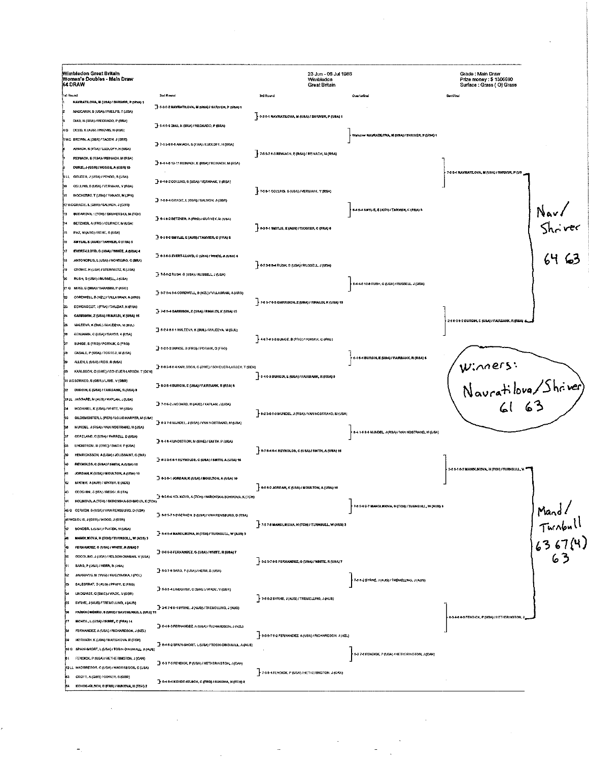**Wimbledon Great Britain**
**Women's Doubles - Main Draw**
**64 DRAW**

23 Jun - 06 Jul 1986
Wimbledon
Great Britain

Grade : Main Draw
Prize money : $ 1306690
Surface : Grass ( O) Grass

## 1st Round

1. NAVRATILOVA, M (USA) / SHRIVER, P (USA) 1
2. MASCARIN, S (USA) / PHELPS, T (USA)
3. DIAS, N (BRA) / MEDRADO, P (BRA)
4. Q DEED, K (AUS) / PROVIS, N (AUS)
5. WC BROWN, A (GBR) / TACON, J (GBR)
6. AMIACH, S (FRA) / LUDLOFF, H (USA)
7. REINACH, E (RSA) / REINACH, M (RSA)
8. DURIE, J (GBR) / HOBBS, A (GBR) 15
9. LL GOLDER, J (USA) / PENDO, S (USA)
10. COLLINS, S (USA) / VERMAAK, Y (RSA)
11. MOCHIZUKI, T (USA) / YANAGI, M (JPN)
12. WC GRACIE, L (GBR) / SALMON, J (GBR)
13. BUDAROVA, I (TCH) / SKUHERSKA, M (TCH)
14. BETZNER, A (FRG) / GURNEY, M (USA)
15. PAZ, M (ARG) / REHE, S (USA)
16. SMYLIE, E (AUS) / TANVIER, C (FRA) 5
17. EVERT-LLOYD, C (USA) / WHITE, A (USA) 4
18. ANTONOPLIS, L (USA) / MONTEIRO, C (BRA)
19. CROWE, H (USA) / STEINMETZ, K (USA)
20. RUSH, G (USA) / RUSSELL, J (USA)
21. Q MIRO, C (BRA) / TARABINI, P (ARG)
22. CORDWELL, B (NZL) / VILLAGRAN, A (ARG)
23. DEMONGEOT, I (FRA) / TAUZIAT, N (FRA)
24. GARRISON, Z (USA) / RINALDI, K (USA) 15
25. MALEEVA, K (BUL) / MALEEVA, M (BUL)
26. BENJAMIN, C (USA) / SANDS, K (USA)
27. BUNGE, B (FRG) / PORWIK, C (FRG)
28. CASALE, P (USA) / TORRES, M (USA)
29. ALLEN, L (USA) / REIS, R (USA)
30. KARLSSON, C (SWE) / SCHEUER-LARSEN, T (DEN)
31. WC BORNEO, B (GBR) / LAKE, V (GBR)
32. BURGIN, E (USA) / FAIRBANK, R (RSA) 6
33. LL JAGGARD, M (AUS) / KAPLAN, J (USA)
34. MCDANIEL, K (USA) / WHITE, W (USA)
35. GILDEMEISTER, L (PER) / LOUIE-HARPER, M (USA)
36. MUNDEL, J (RSA) / VAN NOSTRAND, M (USA)
37. COPELAND, C (USA) / FARRELL, D (USA)
38. LINDSTROM, M (SWE) / SMITH, P (USA)
39. HENRICKSSON, A (USA) / JOLISSAINT, C (SUI)
40. REYNOLDS, C (USA) / SMITH, A (USA) 16
41. JORDAN, K (USA) / MOULTON, A (USA) 10
42. MINTER, A (AUS) / MINTER, E (AUS)
43. CECCHINI, S (ITA) / REGGI, R (ITA)
44. HOLIKOVA, A (TCH) / SKRONSKA-BOHMOVA, K (TCH)
45. Q GERKEN, B (USA) / VAN RENSBURG, D (RSA)
46. WC GOLES, J (GBR) / WOOD, J (GBR)
47. SONDER, L (USA) / PLATEK, M (USA)
48. MANDLIKOVA, H (TCH) / TURNBULL, W (AUS) 3
49. FERNANDEZ, G (USA) / WHITE, R (USA) 7
50. GOODLING, J (USA) / NELSON-DUNBAR, V (USA)
51. BARG, P (USA) / HERR, B (USA)
52. JAUSOVEC, M (YUG) / KUCZYNSKA, I (POL)
53. BALESTRAT, D (AUS) / PFAFF, E (FRG)
54. LINDQVIST, C (SWE) / WADE, V (GBR)
55. BYRNE, J (AUS) / TREMELLING, J (AUS)
56. PARKHOMENKO, S (URS) / SAVCHENKO, L (URS) 11
57. MCNEIL, L (USA) / SUIRE, C (FRA) 14
58. FERNANDEZ, A (USA) / RICHARDSON, J (NZL)
59. HORVATH, K (USA) / MARSIKOVA, R (TCH)
60. Q SPAIN-SHORT, L (USA) / TOBIN-DINGWALL, A (AUS)
61. FENDICK, P (USA) / HETHERINGTON, J (CAN)
62. LL MACGREGOR, C (USA) / MACGREGOR, C (USA)
63. CROFT, A (GBR) / GOMER, S (GBR)
64. KOHDE-KILSCH, C (FRG) / SUKOVA, H (TCH) 2

## 2nd Round

- 6-3 6-2 NAVRATILOVA, M (USA) / SHRIVER, P (USA) 1
- 6-4 6-1 DIAS, N (BRA) / MEDRADO, P (BRA)
- 7-5 3-6 8-6 AMIACH, S (FRA) / LUDLOFF, H (USA)
- 6-4 4-6 12-11 REINACH, E (RSA) / REINACH, M (RSA)
- 6-4 6-2 COLLINS, S (USA) / VERMAAK, Y (RSA)
- 7-6 6-4 GRACIE, L (GBR) / SALMON, J (GBR)
- 6-4 6-2 BETZNER, A (FRG) / GURNEY, M (USA)
- 6-2 6-0 SMYLIE, E (AUS) / TANVIER, C (FRA) 5
- 6-3 6-3 EVERT-LLOYD, C (USA) / WHITE, A (USA) 4
- 7-5 6-2 RUSH, G (USA) / RUSSELL, J (USA)
- 6-7 6-4 6-4 CORDWELL, B (NZL) / VILLAGRAN, A (ARG)
- 7-6 6-4 GARRISON, Z (USA) / RINALDI, K (USA) 15
- 6-2 4-6 6-1 MALEEVA, K (BUL) / MALEEVA, M (BUL)
- 6-2 6-2 BUNGE, B (FRG) / PORWIK, C (FRG)
- 6-0 3-6 6-4 KARLSSON, C (SWE) / SCHEUER-LARSEN, T (DEN)
- 6-3 6-4 BURGIN, E (USA) / FAIRBANK, R (RSA) 6
- 7-6 6-2 JAGGARD, M (AUS) / KAPLAN, J (USA)
- 6-3 7-6 MUNDEL, J (RSA) / VAN NOSTRAND, M (USA)
- 6-4 6-4 LINDSTROM, M (SWE) / SMITH, P (USA)
- 6-3 3-6 6-1 REYNOLDS, C (USA) / SMITH, A (USA) 16
- 6-3 6-1 JORDAN, K (USA) / MOULTON, A (USA) 10
- 6-3 6-4 HOLIKOVA, A (TCH) / SKRONSKA-BOHMOVA, K (TCH)
- 6-2 5-7 6-2 GERKEN, B (USA) / VAN RENSBURG, D (RSA)
- 6-4 6-4 MANDLIKOVA, H (TCH) / TURNBULL, W (AUS) 3
- 6-0 6-3 FERNANDEZ, G (USA) / WHITE, R (USA) 7
- 6-3 7-6 BARG, P (USA) / HERR, B (USA)
- 6-3 6-4 LINDQVIST, C (SWE) / WADE, V (GBR)
- 3-6 7-6 6-1 BYRNE, J (AUS) / TREMELLING, J (AUS)
- 6-4 6-3 FERNANDEZ, A (USA) / RICHARDSON, J (NZL)
- 6-4 6-2 SPAIN-SHORT, L (USA) / TOBIN-DINGWALL, A (AUS)
- 6-3 7-5 FENDICK, P (USA) / HETHERINGTON, J (CAN)
- 6-4 6-4 KOHDE-KILSCH, C (FRG) / SUKOVA, H (TCH) 2

## 3rd Round

- 6-3 6-1 NAVRATILOVA, M (USA) / SHRIVER, P (USA) 1
- 7-6 5-7 6-3 REINACH, E (RSA) / REINACH, M (RSA)
- 7-6 6-1 COLLINS, S (USA) / VERMAAK, Y (RSA)
- 6-3 6-1 SMYLIE, E (AUS) / TANVIER, C (FRA) 5
- 6-3 3-6 6-4 RUSH, G (USA) / RUSSELL, J (USA)
- 7-6 5-7 6-3 GARRISON, Z (USA) / RINALDI, K (USA) 15
- 4-6 7-6 6-3 BUNGE, B (FRG) / PORWIK, C (FRG)
- 6-4 6-3 BURGIN, E (USA) / FAIRBANK, R (RSA) 6
- 6-2 3-6 6-3 MUNDEL, J (RSA) / VAN NOSTRAND, M (USA)
- 6-7 6-4 6-4 REYNOLDS, C (USA) / SMITH, A (USA) 16
- 6-0 6-2 JORDAN, K (USA) / MOULTON, A (USA) 10
- 7-5 7-6 MANDLIKOVA, H (TCH) / TURNBULL, W (AUS) 3
- 6-2 6-7 6-3 FERNANDEZ, G (USA) / WHITE, R (USA) 7
- 7-6 6-2 BYRNE, J (AUS) / TREMELLING, J (AUS)
- 6-3 6-7 6-2 FERNANDEZ, A (USA) / RICHARDSON, J (NZL)
- 7-5 6-4 FENDICK, P (USA) / HETHERINGTON, J (CAN)

## Quarterfinal

- Walkover NAVRATILOVA, M (USA) / SHRIVER, P (USA) 1
- 6-4 6-4 SMYLIE, E (AUS) / TANVIER, C (FRA) 5
- 6-4 4-6 10-8 RUSH, G (USA) / RUSSELL, J (USA)
- 6-1 6-4 BURGIN, E (USA) / FAIRBANK, R (RSA) 6
- 6-4 1-6 8-6 MUNDEL, J (RSA) / VAN NOSTRAND, M (USA)
- 7-6 3-6 9-7 MANDLIKOVA, H (TCH) / TURNBULL, W (AUS) 3
- 7-5 6-2 BYRNE, J (AUS) / TREMELLING, J (AUS)
- 6-2 7-6 FENDICK, P (USA) / HETHERINGTON, J (CAN)

## Semifinal

- 7-6 6-4 NAVRATILOVA, M (USA) / SHRIVER, P (US...
- 2-6 6-3 6-2 BURGIN, E (USA) / FAIRBANK, R (RSA) 6
- 2-6 6-1 6-2 MANDLIKOVA, H (TCH) / TURNBULL, W...
- 6-3 4-6 6-3 FENDICK, P (USA) / HETHERINGTON, J...

## Final (handwritten)

Nav/Shriver 64 63

Mand/Turnbull 63 67(4) 63

Winners: Navratilova/Shriver 61 63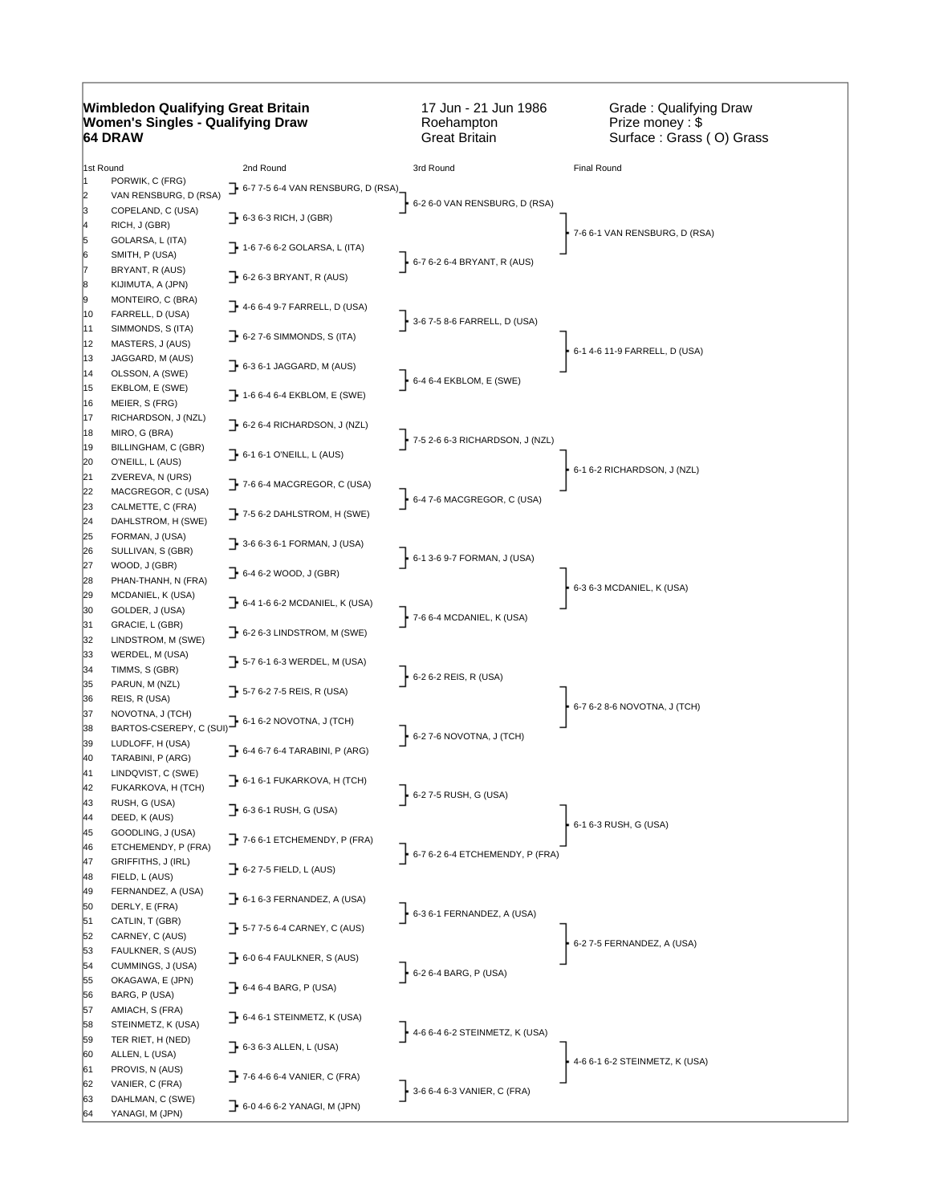**Wimbledon Qualifying Great Britain**
**Women's Singles - Qualifying Draw**
**64 DRAW**

17 Jun - 21 Jun 1986
Roehampton
Great Britain

Grade : Qualifying Draw
Prize money : $
Surface : Grass ( O) Grass

| # | 1st Round | 2nd Round | 3rd Round | Final Round |
|---|---|---|---|---|
| 1 | PORWIK, C (FRG) | | | |
| 2 | VAN RENSBURG, D (RSA) | 6-7 7-5 6-4 VAN RENSBURG, D (RSA) | | |
| 3 | COPELAND, C (USA) | | 6-2 6-0 VAN RENSBURG, D (RSA) | |
| 4 | RICH, J (GBR) | 6-3 6-3 RICH, J (GBR) | | |
| 5 | GOLARSA, L (ITA) | | | 7-6 6-1 VAN RENSBURG, D (RSA) |
| 6 | SMITH, P (USA) | 1-6 7-6 6-2 GOLARSA, L (ITA) | | |
| 7 | BRYANT, R (AUS) | | 6-7 6-2 6-4 BRYANT, R (AUS) | |
| 8 | KIJIMUTA, A (JPN) | 6-2 6-3 BRYANT, R (AUS) | | |
| 9 | MONTEIRO, C (BRA) | | | |
| 10 | FARRELL, D (USA) | 4-6 6-4 9-7 FARRELL, D (USA) | | |
| 11 | SIMMONDS, S (ITA) | | 3-6 7-5 8-6 FARRELL, D (USA) | |
| 12 | MASTERS, J (AUS) | 6-2 7-6 SIMMONDS, S (ITA) | | |
| 13 | JAGGARD, M (AUS) | | | 6-1 4-6 11-9 FARRELL, D (USA) |
| 14 | OLSSON, A (SWE) | 6-3 6-1 JAGGARD, M (AUS) | | |
| 15 | EKBLOM, E (SWE) | | 6-4 6-4 EKBLOM, E (SWE) | |
| 16 | MEIER, S (FRG) | 1-6 6-4 6-4 EKBLOM, E (SWE) | | |
| 17 | RICHARDSON, J (NZL) | | | |
| 18 | MIRO, G (BRA) | 6-2 6-4 RICHARDSON, J (NZL) | | |
| 19 | BILLINGHAM, C (GBR) | | 7-5 2-6 6-3 RICHARDSON, J (NZL) | |
| 20 | O'NEILL, L (AUS) | 6-1 6-1 O'NEILL, L (AUS) | | |
| 21 | ZVEREVA, N (URS) | | | 6-1 6-2 RICHARDSON, J (NZL) |
| 22 | MACGREGOR, C (USA) | 7-6 6-4 MACGREGOR, C (USA) | | |
| 23 | CALMETTE, C (FRA) | | 6-4 7-6 MACGREGOR, C (USA) | |
| 24 | DAHLSTROM, H (SWE) | 7-5 6-2 DAHLSTROM, H (SWE) | | |
| 25 | FORMAN, J (USA) | | | |
| 26 | SULLIVAN, S (GBR) | 3-6 6-3 6-1 FORMAN, J (USA) | | |
| 27 | WOOD, J (GBR) | | 6-1 3-6 9-7 FORMAN, J (USA) | |
| 28 | PHAN-THANH, N (FRA) | 6-4 6-2 WOOD, J (GBR) | | |
| 29 | MCDANIEL, K (USA) | | | 6-3 6-3 MCDANIEL, K (USA) |
| 30 | GOLDER, J (USA) | 6-4 1-6 6-2 MCDANIEL, K (USA) | | |
| 31 | GRACIE, L (GBR) | | 7-6 6-4 MCDANIEL, K (USA) | |
| 32 | LINDSTROM, M (SWE) | 6-2 6-3 LINDSTROM, M (SWE) | | |
| 33 | WERDEL, M (USA) | | | |
| 34 | TIMMS, S (GBR) | 5-7 6-1 6-3 WERDEL, M (USA) | | |
| 35 | PARUN, M (NZL) | | 6-2 6-2 REIS, R (USA) | |
| 36 | REIS, R (USA) | 5-7 6-2 7-5 REIS, R (USA) | | |
| 37 | NOVOTNA, J (TCH) | | | 6-7 6-2 8-6 NOVOTNA, J (TCH) |
| 38 | BARTOS-CSEREPY, C (SUI) | 6-1 6-2 NOVOTNA, J (TCH) | | |
| 39 | LUDLOFF, H (USA) | | 6-2 7-6 NOVOTNA, J (TCH) | |
| 40 | TARABINI, P (ARG) | 6-4 6-7 6-4 TARABINI, P (ARG) | | |
| 41 | LINDQVIST, C (SWE) | | | |
| 42 | FUKARKOVA, H (TCH) | 6-1 6-1 FUKARKOVA, H (TCH) | | |
| 43 | RUSH, G (USA) | | 6-2 7-5 RUSH, G (USA) | |
| 44 | DEED, K (AUS) | 6-3 6-1 RUSH, G (USA) | | |
| 45 | GOODLING, J (USA) | | | 6-1 6-3 RUSH, G (USA) |
| 46 | ETCHEMENDY, P (FRA) | 7-6 6-1 ETCHEMENDY, P (FRA) | | |
| 47 | GRIFFITHS, J (IRL) | | 6-7 6-2 6-4 ETCHEMENDY, P (FRA) | |
| 48 | FIELD, L (AUS) | 6-2 7-5 FIELD, L (AUS) | | |
| 49 | FERNANDEZ, A (USA) | | | |
| 50 | DERLY, E (FRA) | 6-1 6-3 FERNANDEZ, A (USA) | | |
| 51 | CATLIN, T (GBR) | | 6-3 6-1 FERNANDEZ, A (USA) | |
| 52 | CARNEY, C (AUS) | 5-7 7-5 6-4 CARNEY, C (AUS) | | |
| 53 | FAULKNER, S (AUS) | | | 6-2 7-5 FERNANDEZ, A (USA) |
| 54 | CUMMINGS, J (USA) | 6-0 6-4 FAULKNER, S (AUS) | | |
| 55 | OKAGAWA, E (JPN) | | 6-2 6-4 BARG, P (USA) | |
| 56 | BARG, P (USA) | 6-4 6-4 BARG, P (USA) | | |
| 57 | AMIACH, S (FRA) | | | |
| 58 | STEINMETZ, K (USA) | 6-4 6-1 STEINMETZ, K (USA) | | |
| 59 | TER RIET, H (NED) | | 4-6 6-4 6-2 STEINMETZ, K (USA) | |
| 60 | ALLEN, L (USA) | 6-3 6-3 ALLEN, L (USA) | | |
| 61 | PROVIS, N (AUS) | | | 4-6 6-1 6-2 STEINMETZ, K (USA) |
| 62 | VANIER, C (FRA) | 7-6 4-6 6-4 VANIER, C (FRA) | | |
| 63 | DAHLMAN, C (SWE) | | 3-6 6-4 6-3 VANIER, C (FRA) | |
| 64 | YANAGI, M (JPN) | 6-0 4-6 6-2 YANAGI, M (JPN) | | |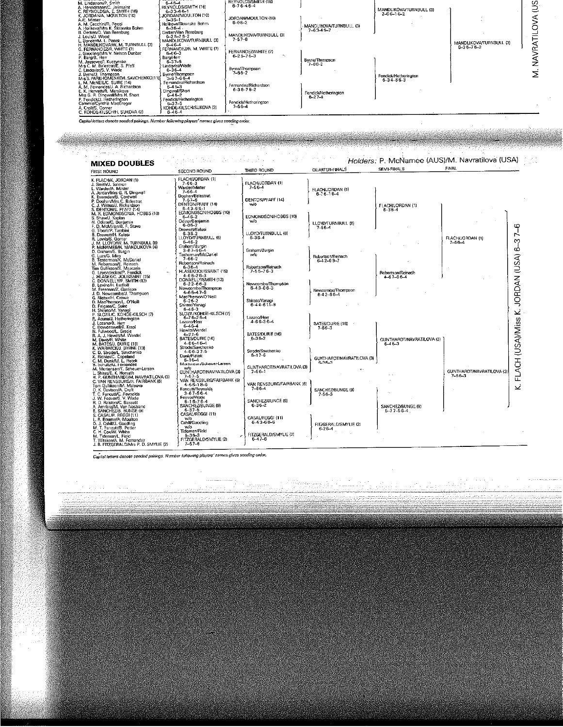M. Lindstrom/P. Smith
A. Henricksson/C. Jolissaint
C. REYNOLDS/A. E. SMITH (16)
K. JORDAN/A. MOULTON (10)
A/E. Minter
A. M. Cecchini/R. Reggi
A. Holikova/Mrs K. Skronska Bohm
B. Gerken/D. Van Rensburg
J. Louis/J. Wood
L. Bonder/M. L. Piatek
H. MANDLIKOVA/W. M. TURNBULL (3)
G. FERNANDEZ/R. WHITE (7)
J. Gooding/Mrs V. Nelson Dunbar
P. Barg/B. Herr
M. Jausovec/I. Kuczynska
Mrs C. M. Balestrat/E. S. Pfaff
C. Lindqvist/S. V. Wade
J. Byrne/J. Thompson
Mrs S. PARKHOMENKO/L. SAVCHENKO (11)
L. M. McNEIL/C. SUIRE (14)
A. M. Fernandez/J. A. Richardson
E. K. Horvath/R. Marsikova
Mrs G. R. Dingwall/Mrs H. Short
P. Fendick/J. Hetherington
Cammie/Cynthia MacGregor
A. Croft/G. Gomer
C. KOHDE-KILSCH/H. SUKOVA (2)

6–4 6–4
REYNOLDS/SMITH (16) 6–3 3–6 6–1
JORDAN/MOULTON (10) 6–3 6–1
Holikova/Skronska Bohm 6–3 6–4
Gerken/Van Rensburg 6–2 5–7 6–2
MANDLIKOVA/TURNBULL (3) 6–4 6–4
FERNANDEZ/R. M. WHITE (7) 6–0 6–3
Barg/Herr 6–3 7–5
Lindqvist/Wade 6–3 6–4
Byrne/Thompson 3–6 7–6 6–4
Fernandez/Richardson 6–4 6–3
Dingwall/Short 6–4 6–2
Fendick/Hetherington 6–3 7–5
KOHDE-KILSCH/SUKOVA (2) 6–4 6–4

REYNOLDS/SMITH (16) 6–7 6–4 6–4
JORDAN/MOULTON (10) 6–0 6–2
MANDLIKOVA/TURNBULL (3) 7–5 7–6
FERNANDEZ/WHITE (7) 6–2 5–7 6–3
Byrne/Thompson 7–6 6–2
Fernandez/Richardson 6–3 6–7 6–2
Fendick/Hetherington 7–5 6–4

MANDLIKOVA/TURNBULL (3) 7–6 3–6 9–7
Byrne/Thompson 7–6 6–2
Fendick/Hetherington 6–2 7–6

MANDLIKOVA/TURNBULL (3) 2–6 6–1 6–2
Fendick/Hetherington 6–3 4–6 6–3

MANDLIKOVA/TURNBULL (3) 6–3 6–7 6–3

M. NAVRATILOVA (US...

*Capital letters denote seeded pairings. Number following players' names gives seeding order.*

## MIXED DOUBLES

*Holders:* P. McNamee (AUS)/M. Navratilova (USA)

**FIRST ROUND**

K. FLACH/K. JORDAN (1)
J. Smith/J. Salmon
L. Warder/A. Minter
A. Jordan/Mrs G. R. Dingwall
K. Evernden/B. Cordwell
P. Doohan/Mrs C. Balestrat
C. J. Wittus/J. Richardson
S. DENTON/E. PFAFF (14)
M. R. EDMONDSON/A. HOBBS (10)
S. Shaw/J. Kaplan
N. Odizor/C. Benjamin
F. D. McMillan/B. F. Stove
G. Tiberti/P. Tarabini
B. Drewett/H. Kelesi
R. Lewis/S. Gomer
J. M. LLOYD/W. M. TURNBULL (8)
P. McNAMEE/H. MANDLIKOVA (4)
D. Graham/E. Burgin
C. Lutz/G. Miro
B. Testerman/K. McDaniel
M. Robertson/E. Reinach
Tim Gullikson/S. Mascarin
G. Layendecker/P. Fendick
J. HLASEK/C. JOLISSAINT (15)
G. DONNELLY/P. SMITH (12)
B. Levine/H. Ludloff
M. Freeman/Z. Garrison
J. D. Newcombe/J. Thompson
G. Nieburt/H. Crowe
D. MacPherson/L. O'Neill
D. Felgate/C. Suire
H. Shirato/M. Yanagi
P. SLOZIL/C. KOHDE-KILSCH (7)
R. Acuna/J. Hetherington
J. Lozano/B. Herr
C. Dowdeswell/E. Krapl
N. Fulwood/L. Gracie
R. A. J. Hewitt/M. Werdel
M. Davis/R. White
M. BATES/J. DURIE (16)
K. WARWICK/J. BYRNE (13)
C. D. Strode/L. Savchenko
K. Richter/C. Copeland
C. M. Dunk/M. L. Piatek
B. Schultz/G. Fernandez
M. Mortensen/T. Scheuer-Larsen
L. Shiras/E. K. Horvath
H. P. GUNTHARDT/M. NAVRATILOVA (3)
C. VAN RENSBURG/R. FAIRBANK (6)
Tom Gullikson/M. Maleeva
D. K. Davison/A. Croft
T. C. Fancutt/C. Reynolds
J. W. Feaver/S. V. Wade
R. D. Ralston/C. Bassett
A. Amritraj/M. Van Nostrand
E. SANCHEZ/B. BUNGE (9)
S. CASAL/R. REGGI (11)
L. R. Bourne/A. Moulton
D. J. Cahill/J. Gooding
M. T. Fancutt/B. Potter
C. H. Cox/W. White
M. Tideman/L. Field
T. Wilkison/A. M. Fernandez
J. B. FITZGERALD/Mrs P. D. SMYLIE (2)

**SECOND ROUND**

FLACH/JORDAN (1) 7–6 6–3
Warder/Minter 7–6 6–4
Doohan/Balestrat 7–5 7–6
DENTON/PFAFF (14) 6–4 3–6 6–1
EDMONDSON/HOBBS (10) 6–4 6–2
Odizor/Benjamin 6–0 6–2
Drewett/Kelesi 6–3 6–2
LLOYD/TURNBULL (8) 6–4 6–2
Graham/Burgin 3–6 7–6 6–4
Testerman/McDaniel 7–6 6–2
Robertson/Reinach 6–3 6–4
HLASEK/JOLISSAINT (15) 4–6 6–2 6–3
DONNELLY/SMITH (12) 6–2 2–6 6–3
Newcombe/Thompson 4–6 6–4 7–5
MacPherson/O'Neill 6–2 6–2
Shirato/Yanagi 6–4 6–3
SLOZIL/KOHDE-KILSCH (7) 6–7 6–2 6–4
Lozano/Herr 6–4 6–4
Hewitt/Werdel 6–2 7–6
BATES/DURIE (16) 4–6 6–4 6–4
Strode/Savchenko 4–6 6–3 7–5
Dunk/Piatek 6–1 6–4
Mortensen/Scheuer-Larsen w/o
GUNTHARDT/NAVRATILOVA (3) 7–5 7–5
VAN RENSBURG/FAIRBANK (6) 4–6 6–1 8–6
Fancutt/Reynolds 3–6 7–5 6–4
Feaver/Wade 6–1 6–7 6–4
SANCHEZ/BUNGE (9) 6–3 7–5
CASAL/REGGI (11) w/o
Cahill/Gooding w/o
Tideman/Field 6–3 6–3
FITZGERALD/SMYLIE (2) 7–5 7–6

**THIRD ROUND**

FLACH/JORDAN (1) 7–5 6–4
DENTON/PFAFF (14) w/o
EDMONDSON/HOBBS (10) w/o
LLOYD/TURNBULL (8) 6–3 6–4
Graham/Burgin w/o
Robertson/Reinach 7–5 5–7 6–3
Newcombe/Thompson 6–4 3–6 6–3
Shirato/Yanagi 6–4 4–6 11–9
Lozano/Herr 4–6 6–3 6–4
BATES/DURIE (16) 6–3 6–2
Strode/Savchenko 6–1 7–5
GUNTHARDT/NAVRATILOVA (3) 7–5 6–1
VAN RENSBURG/FAIRBANK (6) 7–6 6–4
SANCHEZ/BUNGE (9) 6–3 6–2
CASAL/REGGI (11) 6–4 3–6 8–6
FITZGERALD/SMYLIE (2) 6–4 7–6

**QUARTER-FINALS**

FLACH/JORDAN (1) 6–7 6–1 6–4
LLOYD/TURNBULL (8) 7–5 6–4
Robertson/Reinach 6–4 2–6 9–7
Newcombe/Thompson 6–4 2–6 6–4
BATES/DURIE (16) 7–6 6–3
GUNTHARDT/NAVRATILOVA (3) 6–3 6–3
SANCHEZ/BUNGE (9) 7–5 6–3
FITZGERALD/SMYLIE (2) 6–2 6–4

**SEMI-FINALS**

FLACH/JORDAN (1) 6–3 6–4
Robertson/Reinach 4–6 7–6 6–4
GUNTHARDT/NAVRATILOVA (3) 6–4 6–3
SANCHEZ/BUNGE (9) 5–7 7–5 6–4

**FINAL**

FLACH/JORDAN (1) 7–5 6–4
GUNTHARDT/NAVRATILOVA (3) 7–6 6–3

K. FLACH (USA)/Miss K. JORDAN (USA) 6–3 7–6

*Capital letters denote seeded pairings. Number following players' names gives seeding order.*